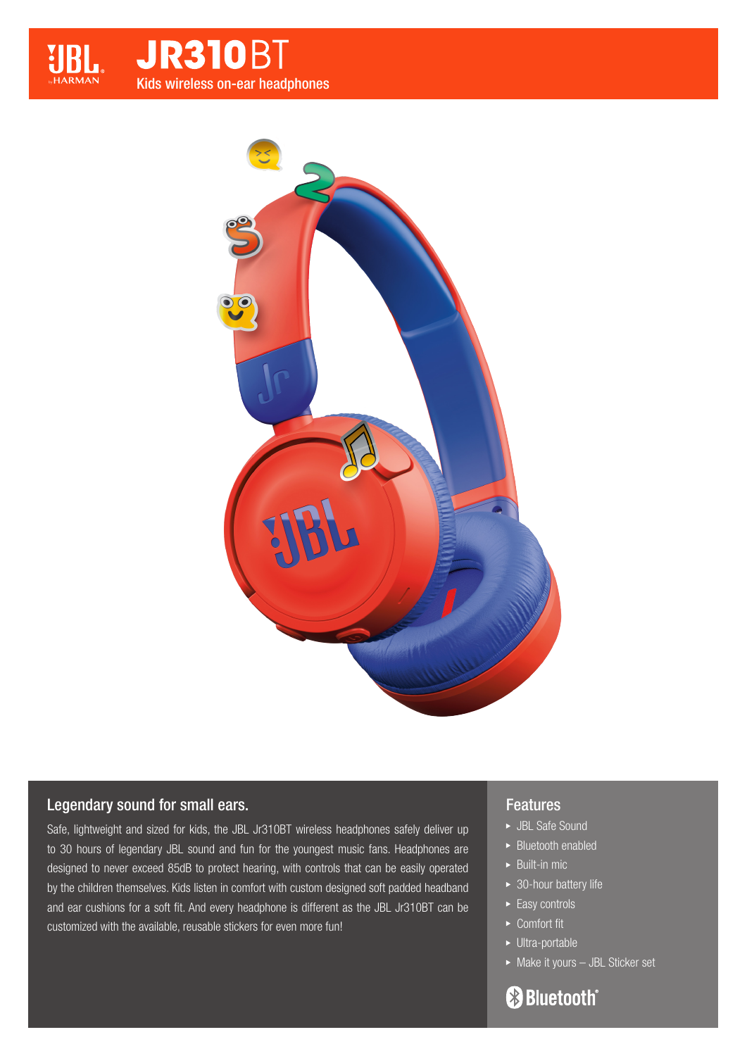# JR310BT

Kids wireless on-ear headphones

## Legendary sound for small ears.

Safe, lightweight and sized for kids, the JBL Jr310BT wireless headphones safely deliver up to 30 hours of legendary JBL sound and fun for the youngest music fans. Headphones are designed to never exceed 85dB to protect hearing, with controls that can be easily operated by the children themselves. Kids listen in comfort with custom designed soft padded headband and ear cushions for a soft fit. And every headphone is different as the JBL Jr310BT can be customized with the available, reusable stickers for even more fun!

## Features

- JBL Safe Sound
- Bluetooth enabled
- Built-in mic
- 30-hour battery life
- Easy controls
- Comfort fit
- Ultra-portable
- Make it yours – JBL Sticker set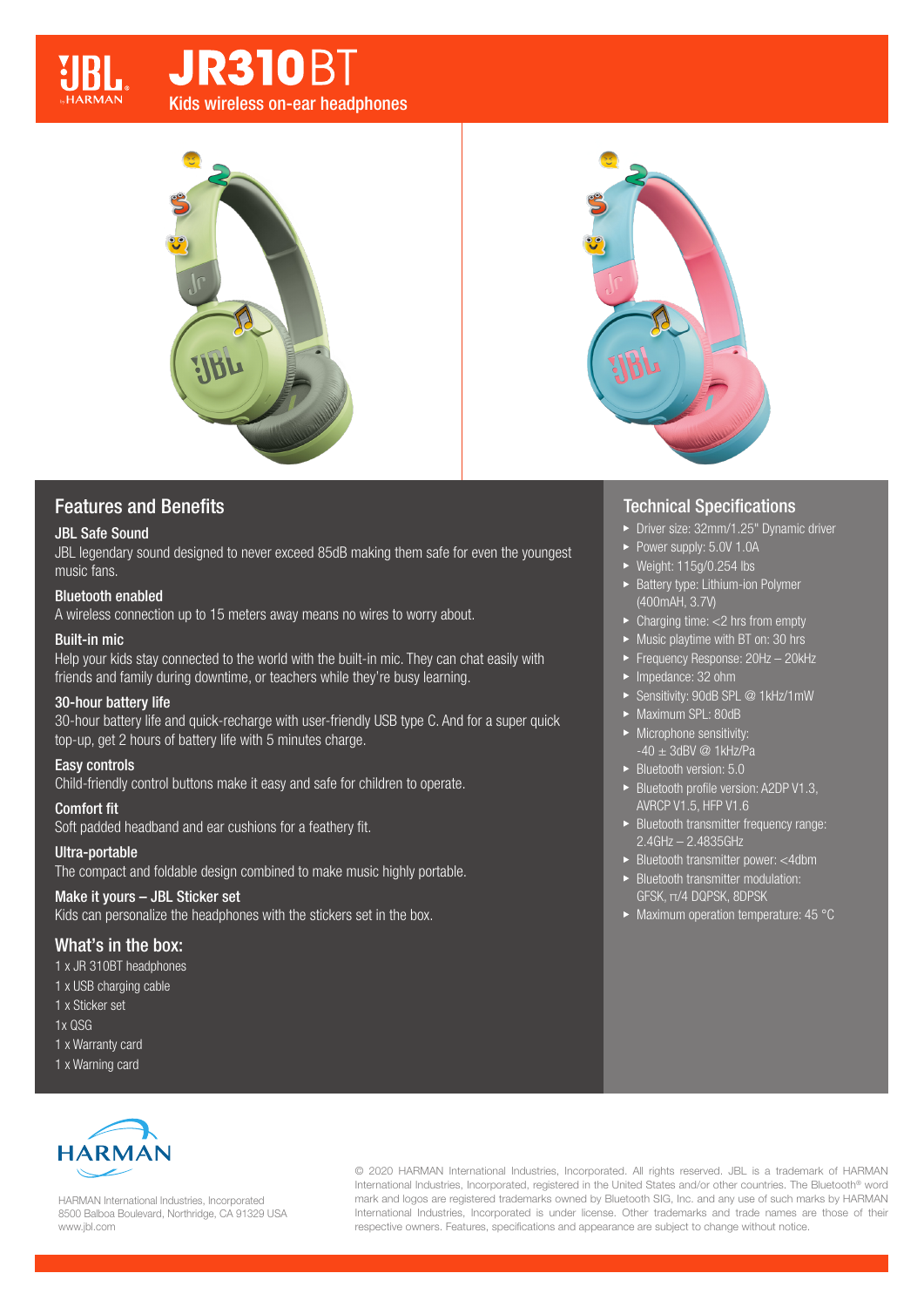# JBL JR310BT

Kids wireless on-ear headphones

## Features and Benefits

### JBL Safe Sound

JBL legendary sound designed to never exceed 85dB making them safe for even the youngest music fans.

### Bluetooth enabled

A wireless connection up to 15 meters away means no wires to worry about.

### Built-in mic

Help your kids stay connected to the world with the built-in mic. They can chat easily with friends and family during downtime, or teachers while they're busy learning.

### 30-hour battery life

30-hour battery life and quick-recharge with user-friendly USB type C. And for a super quick top-up, get 2 hours of battery life with 5 minutes charge.

### Easy controls

Child-friendly control buttons make it easy and safe for children to operate.

### Comfort fit

Soft padded headband and ear cushions for a feathery fit.

### Ultra-portable

The compact and foldable design combined to make music highly portable.

### Make it yours – JBL Sticker set

Kids can personalize the headphones with the stickers set in the box.

## What's in the box:

1 x JR 310BT headphones
1 x USB charging cable
1 x Sticker set
1x QSG
1 x Warranty card
1 x Warning card

## Technical Specifications

- Driver size: 32mm/1.25" Dynamic driver
- Power supply: 5.0V 1.0A
- Weight: 115g/0.254 lbs
- Battery type: Lithium-ion Polymer (400mAH, 3.7V)
- Charging time: <2 hrs from empty
- Music playtime with BT on: 30 hrs
- Frequency Response: 20Hz – 20kHz
- Impedance: 32 ohm
- Sensitivity: 90dB SPL @ 1kHz/1mW
- Maximum SPL: 80dB
- Microphone sensitivity: -40 ± 3dBV @ 1kHz/Pa
- Bluetooth version: 5.0
- Bluetooth profile version: A2DP V1.3, AVRCP V1.5, HFP V1.6
- Bluetooth transmitter frequency range: 2.4GHz – 2.4835GHz
- Bluetooth transmitter power: <4dbm
- Bluetooth transmitter modulation: GFSK, π/4 DQPSK, 8DPSK
- Maximum operation temperature: 45 °C

HARMAN

HARMAN International Industries, Incorporated
8500 Balboa Boulevard, Northridge, CA 91329 USA
www.jbl.com

© 2020 HARMAN International Industries, Incorporated. All rights reserved. JBL is a trademark of HARMAN International Industries, Incorporated, registered in the United States and/or other countries. The Bluetooth® word mark and logos are registered trademarks owned by Bluetooth SIG, Inc. and any use of such marks by HARMAN International Industries, Incorporated is under license. Other trademarks and trade names are those of their respective owners. Features, specifications and appearance are subject to change without notice.